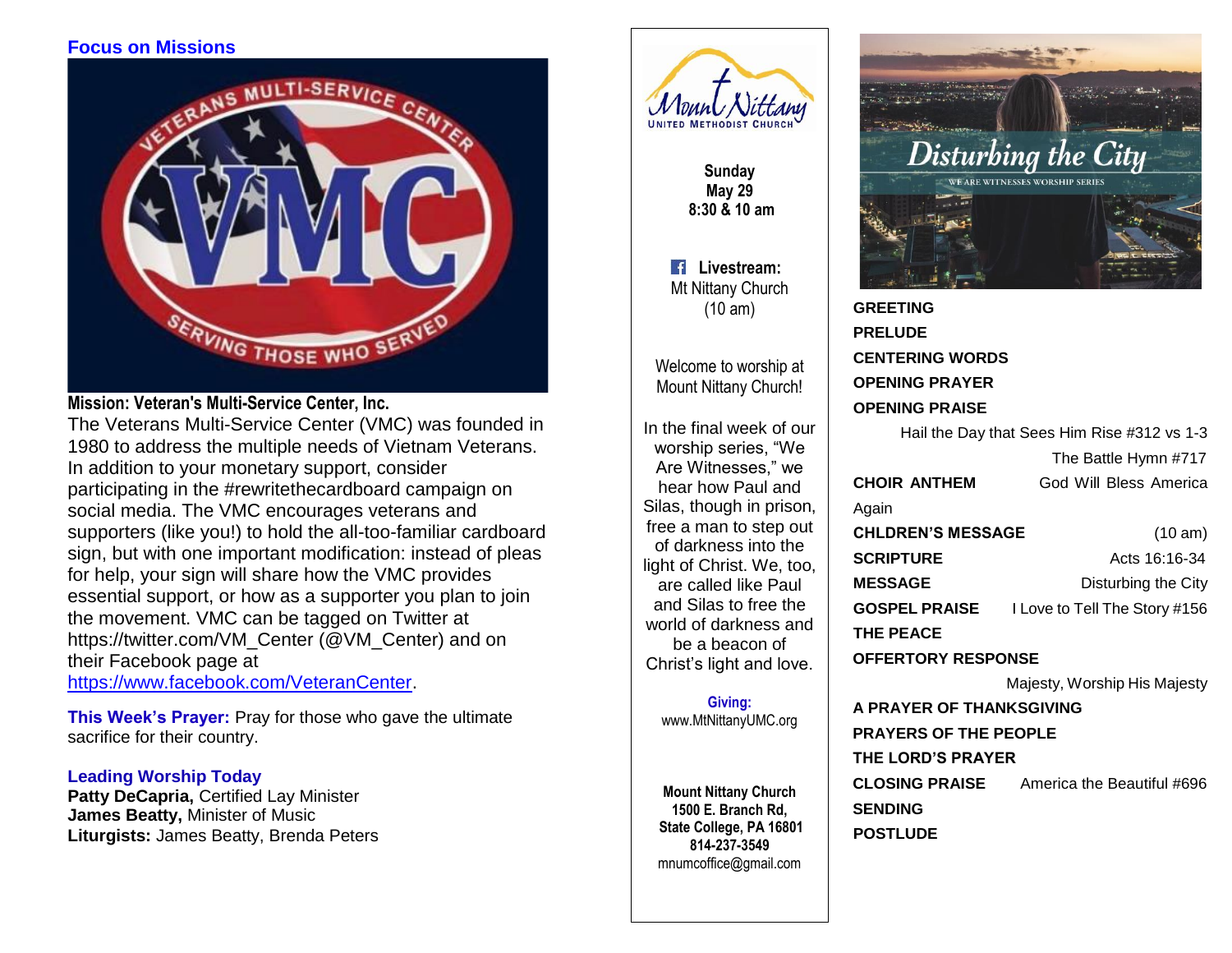## Focus on Missions

**Mission: Veteran's Multi-Service Center, Inc.**

The Veterans Multi-Service Center (VMC) was founded in 1980 to address the multiple needs of Vietnam Veterans. In addition to your monetary support, consider participating in the #rewritethecardboard campaign on social media. The VMC encourages veterans and supporters (like you!) to hold the all-too-familiar cardboard sign, but with one important modification: instead of pleas for help, your sign will share how the VMC provides essential support, or how as a supporter you plan to join the movement. VMC can be tagged on Twitter at https://twitter.com/VM_Center (@VM_Center) and on their Facebook page at https://www.facebook.com/VeteranCenter.

**This Week's Prayer:** Pray for those who gave the ultimate sacrifice for their country.

### Leading Worship Today

**Patty DeCapria,** Certified Lay Minister
**James Beatty,** Minister of Music
**Liturgists:** James Beatty, Brenda Peters

---

Mount Nittany United Methodist Church

**Sunday**
**May 29**
**8:30 & 10 am**

**Livestream:** Mt Nittany Church (10 am)

Welcome to worship at Mount Nittany Church!

In the final week of our worship series, "We Are Witnesses," we hear how Paul and Silas, though in prison, free a man to step out of darkness into the light of Christ. We, too, are called like Paul and Silas to free the world of darkness and be a beacon of Christ's light and love.

**Giving:**
www.MtNittanyUMC.org

**Mount Nittany Church**
**1500 E. Branch Rd,**
**State College, PA 16801**
**814-237-3549**
mnumcoffice@gmail.com

---

## Disturbing the City

WE ARE WITNESSES WORSHIP SERIES

**GREETING**
**PRELUDE**
**CENTERING WORDS**
**OPENING PRAYER**
**OPENING PRAISE**
Hail the Day that Sees Him Rise #312 vs 1-3
The Battle Hymn #717
**CHOIR ANTHEM** God Will Bless America Again
**CHLDREN'S MESSAGE** (10 am)
**SCRIPTURE** Acts 16:16-34
**MESSAGE** Disturbing the City
**GOSPEL PRAISE** I Love to Tell The Story #156
**THE PEACE**
**OFFERTORY RESPONSE**
Majesty, Worship His Majesty
**A PRAYER OF THANKSGIVING**
**PRAYERS OF THE PEOPLE**
**THE LORD'S PRAYER**
**CLOSING PRAISE** America the Beautiful #696
**SENDING**
**POSTLUDE**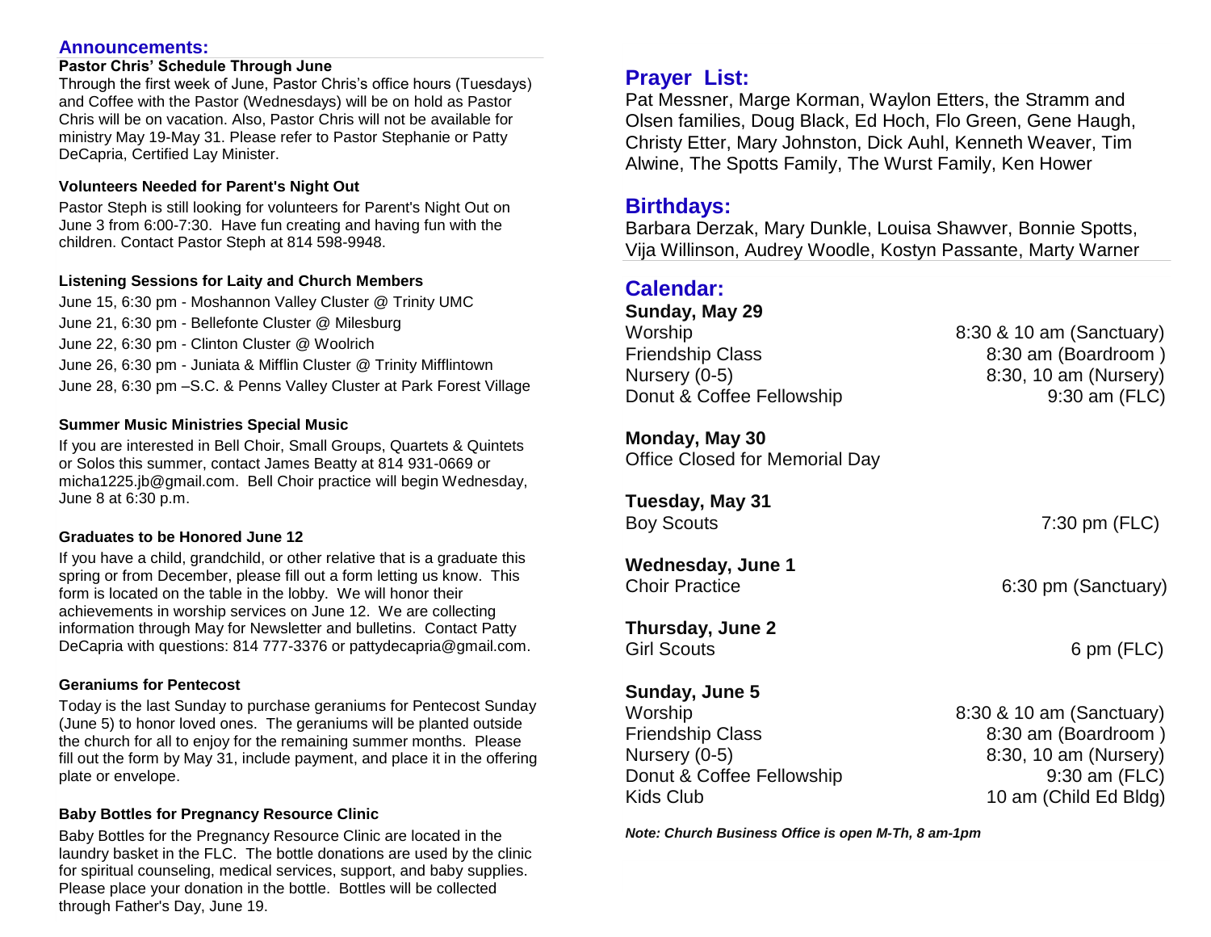## Announcements:

### Pastor Chris' Schedule Through June

Through the first week of June, Pastor Chris's office hours (Tuesdays) and Coffee with the Pastor (Wednesdays) will be on hold as Pastor Chris will be on vacation. Also, Pastor Chris will not be available for ministry May 19-May 31. Please refer to Pastor Stephanie or Patty DeCapria, Certified Lay Minister.

### Volunteers Needed for Parent's Night Out

Pastor Steph is still looking for volunteers for Parent's Night Out on June 3 from 6:00-7:30. Have fun creating and having fun with the children. Contact Pastor Steph at 814 598-9948.

### Listening Sessions for Laity and Church Members

June 15, 6:30 pm - Moshannon Valley Cluster @ Trinity UMC

June 21, 6:30 pm - Bellefonte Cluster @ Milesburg

June 22, 6:30 pm - Clinton Cluster @ Woolrich

June 26, 6:30 pm - Juniata & Mifflin Cluster @ Trinity Mifflintown

June 28, 6:30 pm –S.C. & Penns Valley Cluster at Park Forest Village

### Summer Music Ministries Special Music

If you are interested in Bell Choir, Small Groups, Quartets & Quintets or Solos this summer, contact James Beatty at 814 931-0669 or micha1225.jb@gmail.com. Bell Choir practice will begin Wednesday, June 8 at 6:30 p.m.

### Graduates to be Honored June 12

If you have a child, grandchild, or other relative that is a graduate this spring or from December, please fill out a form letting us know. This form is located on the table in the lobby. We will honor their achievements in worship services on June 12. We are collecting information through May for Newsletter and bulletins. Contact Patty DeCapria with questions: 814 777-3376 or pattydecapria@gmail.com.

### Geraniums for Pentecost

Today is the last Sunday to purchase geraniums for Pentecost Sunday (June 5) to honor loved ones. The geraniums will be planted outside the church for all to enjoy for the remaining summer months. Please fill out the form by May 31, include payment, and place it in the offering plate or envelope.

### Baby Bottles for Pregnancy Resource Clinic

Baby Bottles for the Pregnancy Resource Clinic are located in the laundry basket in the FLC. The bottle donations are used by the clinic for spiritual counseling, medical services, support, and baby supplies. Please place your donation in the bottle. Bottles will be collected through Father's Day, June 19.

## Prayer List:

Pat Messner, Marge Korman, Waylon Etters, the Stramm and Olsen families, Doug Black, Ed Hoch, Flo Green, Gene Haugh, Christy Etter, Mary Johnston, Dick Auhl, Kenneth Weaver, Tim Alwine, The Spotts Family, The Wurst Family, Ken Hower

## Birthdays:

Barbara Derzak, Mary Dunkle, Louisa Shawver, Bonnie Spotts, Vija Willinson, Audrey Woodle, Kostyn Passante, Marty Warner

## Calendar:

**Sunday, May 29**

| | |
|---|---|
| Worship | 8:30 & 10 am (Sanctuary) |
| Friendship Class | 8:30 am (Boardroom ) |
| Nursery (0-5) | 8:30, 10 am (Nursery) |
| Donut & Coffee Fellowship | 9:30 am (FLC) |

**Monday, May 30**

Office Closed for Memorial Day

**Tuesday, May 31**

| | |
|---|---|
| Boy Scouts | 7:30 pm (FLC) |

**Wednesday, June 1**

| | |
|---|---|
| Choir Practice | 6:30 pm (Sanctuary) |

**Thursday, June 2**

| | |
|---|---|
| Girl Scouts | 6 pm (FLC) |

**Sunday, June 5**

| | |
|---|---|
| Worship | 8:30 & 10 am (Sanctuary) |
| Friendship Class | 8:30 am (Boardroom ) |
| Nursery (0-5) | 8:30, 10 am (Nursery) |
| Donut & Coffee Fellowship | 9:30 am (FLC) |
| Kids Club | 10 am (Child Ed Bldg) |

***Note: Church Business Office is open M-Th, 8 am-1pm***